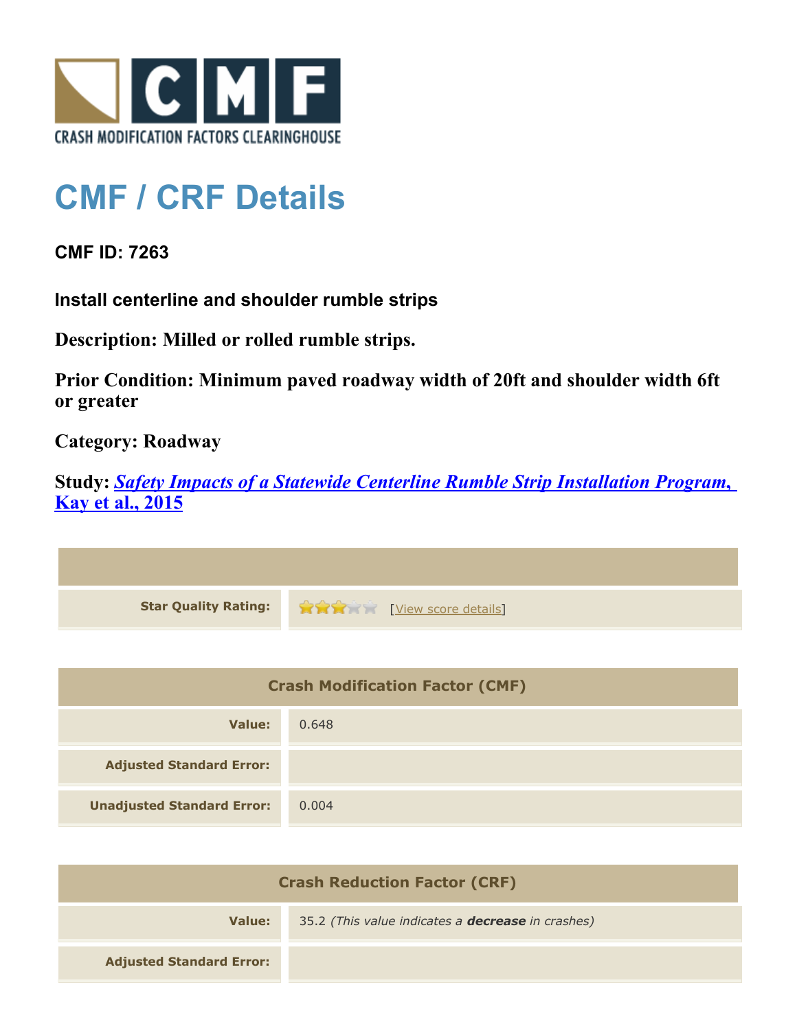# CMF / CRF Details

**CMF ID: 7263**

**Install centerline and shoulder rumble strips**

**Description: Milled or rolled rumble strips.**

**Prior Condition: Minimum paved roadway width of 20ft and shoulder width 6ft or greater**

**Category: Roadway**

**Study: *Safety Impacts of a Statewide Centerline Rumble Strip Installation Program, Kay et al., 2015***

| | |
|---|---|
| **Star Quality Rating:** | [View score details] |

| **Crash Modification Factor (CMF)** | |
|---|---|
| **Value:** | 0.648 |
| **Adjusted Standard Error:** | |
| **Unadjusted Standard Error:** | 0.004 |

| **Crash Reduction Factor (CRF)** | |
|---|---|
| **Value:** | 35.2 *(This value indicates a **decrease** in crashes)* |
| **Adjusted Standard Error:** | |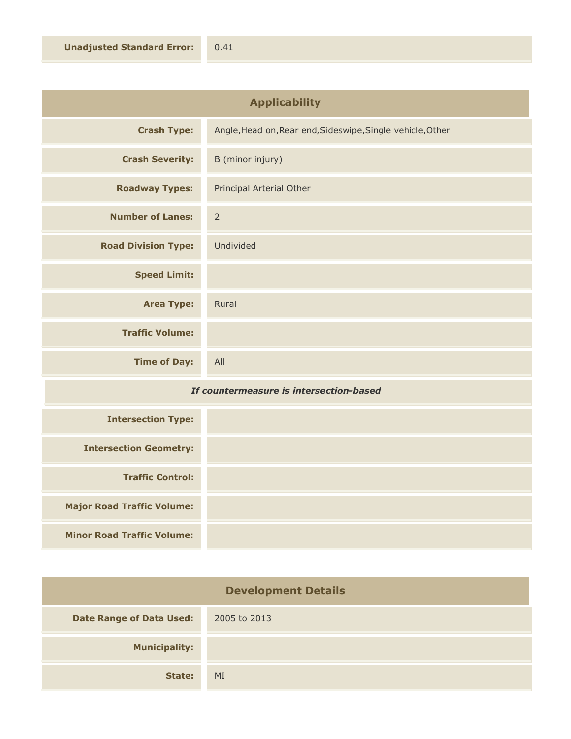| | |
|---|---|
| **Unadjusted Standard Error:** | 0.41 |

## Applicability

| | |
|---|---|
| **Crash Type:** | Angle,Head on,Rear end,Sideswipe,Single vehicle,Other |
| **Crash Severity:** | B (minor injury) |
| **Roadway Types:** | Principal Arterial Other |
| **Number of Lanes:** | 2 |
| **Road Division Type:** | Undivided |
| **Speed Limit:** | |
| **Area Type:** | Rural |
| **Traffic Volume:** | |
| **Time of Day:** | All |

*If countermeasure is intersection-based*

| | |
|---|---|
| **Intersection Type:** | |
| **Intersection Geometry:** | |
| **Traffic Control:** | |
| **Major Road Traffic Volume:** | |
| **Minor Road Traffic Volume:** | |

## Development Details

| | |
|---|---|
| **Date Range of Data Used:** | 2005 to 2013 |
| **Municipality:** | |
| **State:** | MI |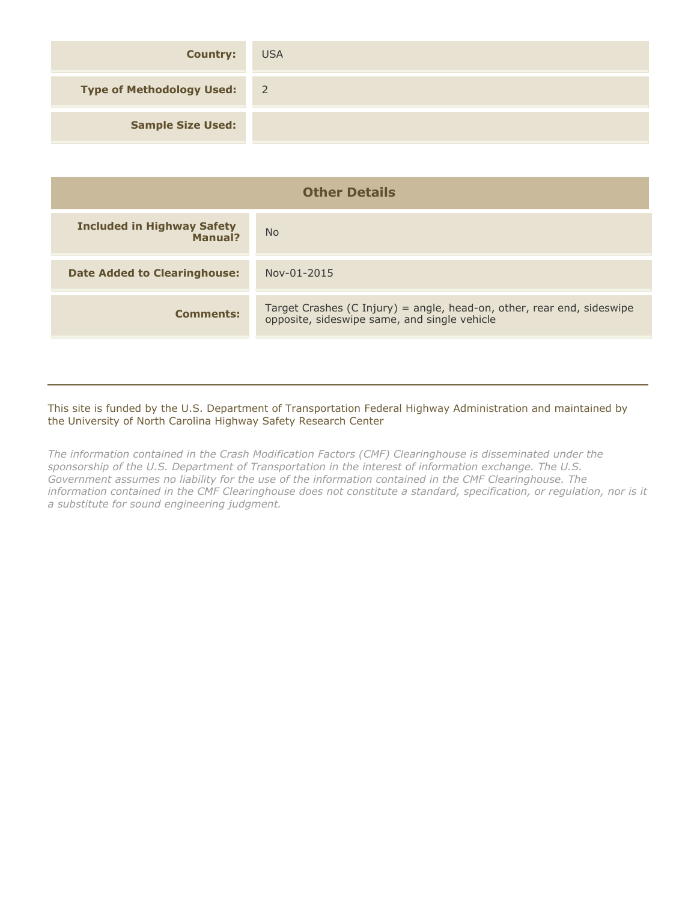| | |
|---|---|
| **Country:** | USA |
| **Type of Methodology Used:** | 2 |
| **Sample Size Used:** | |

## Other Details

| | |
|---|---|
| **Included in Highway Safety Manual?** | No |
| **Date Added to Clearinghouse:** | Nov-01-2015 |
| **Comments:** | Target Crashes (C Injury) = angle, head-on, other, rear end, sideswipe opposite, sideswipe same, and single vehicle |

---

This site is funded by the U.S. Department of Transportation Federal Highway Administration and maintained by the University of North Carolina Highway Safety Research Center

*The information contained in the Crash Modification Factors (CMF) Clearinghouse is disseminated under the sponsorship of the U.S. Department of Transportation in the interest of information exchange. The U.S. Government assumes no liability for the use of the information contained in the CMF Clearinghouse. The information contained in the CMF Clearinghouse does not constitute a standard, specification, or regulation, nor is it a substitute for sound engineering judgment.*